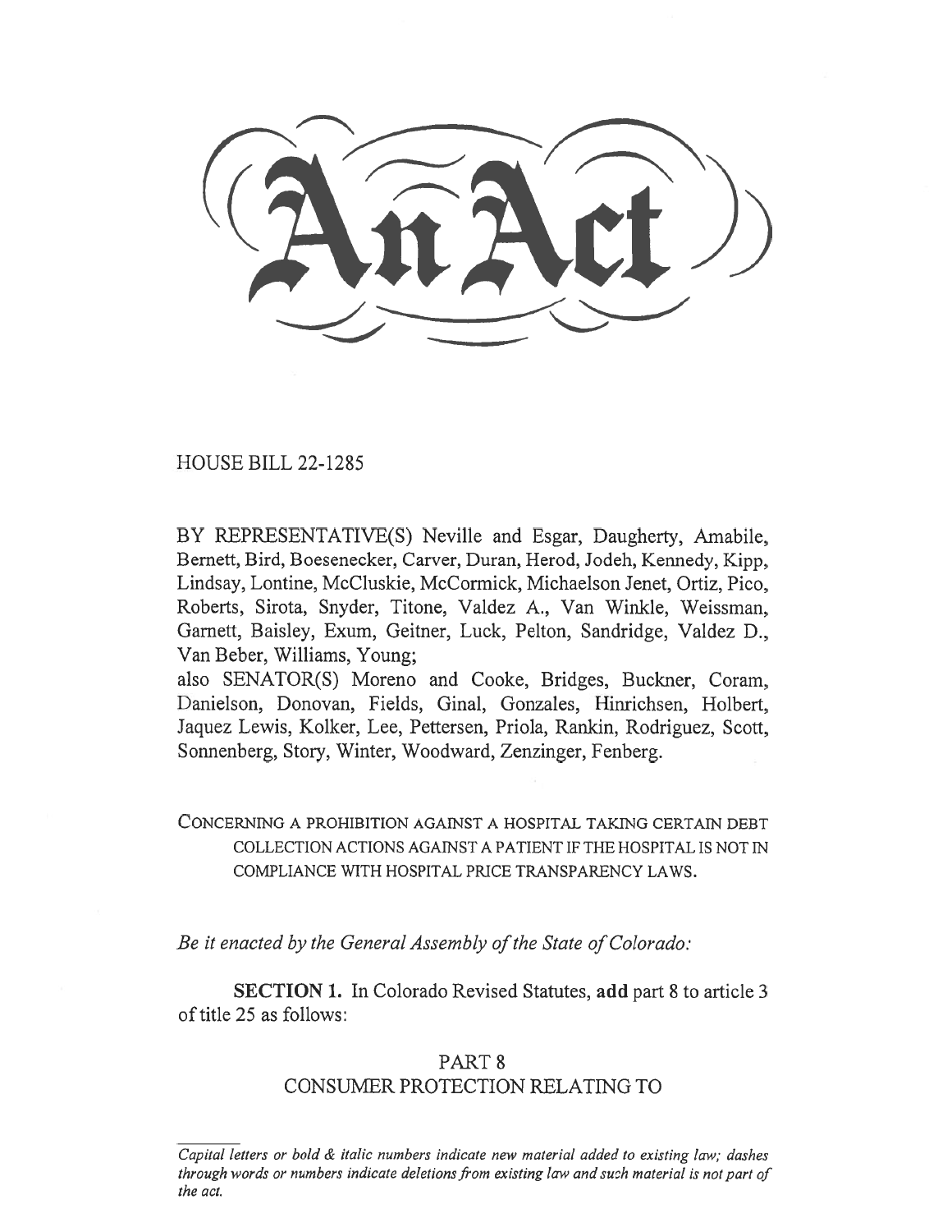# An Act

HOUSE BILL 22-1285

BY REPRESENTATIVE(S) Neville and Esgar, Daugherty, Amabile, Bernett, Bird, Boesenecker, Carver, Duran, Herod, Jodeh, Kennedy, Kipp, Lindsay, Lontine, McCluskie, McCormick, Michaelson Jenet, Ortiz, Pico, Roberts, Sirota, Snyder, Titone, Valdez A., Van Winkle, Weissman, Garnett, Baisley, Exum, Geitner, Luck, Pelton, Sandridge, Valdez D., Van Beber, Williams, Young;
also SENATOR(S) Moreno and Cooke, Bridges, Buckner, Coram, Danielson, Donovan, Fields, Ginal, Gonzales, Hinrichsen, Holbert, Jaquez Lewis, Kolker, Lee, Pettersen, Priola, Rankin, Rodriguez, Scott, Sonnenberg, Story, Winter, Woodward, Zenzinger, Fenberg.

CONCERNING A PROHIBITION AGAINST A HOSPITAL TAKING CERTAIN DEBT COLLECTION ACTIONS AGAINST A PATIENT IF THE HOSPITAL IS NOT IN COMPLIANCE WITH HOSPITAL PRICE TRANSPARENCY LAWS.

*Be it enacted by the General Assembly of the State of Colorado:*

**SECTION 1.** In Colorado Revised Statutes, **add** part 8 to article 3 of title 25 as follows:

PART 8
CONSUMER PROTECTION RELATING TO

*Capital letters or bold & italic numbers indicate new material added to existing law; dashes through words or numbers indicate deletions from existing law and such material is not part of the act.*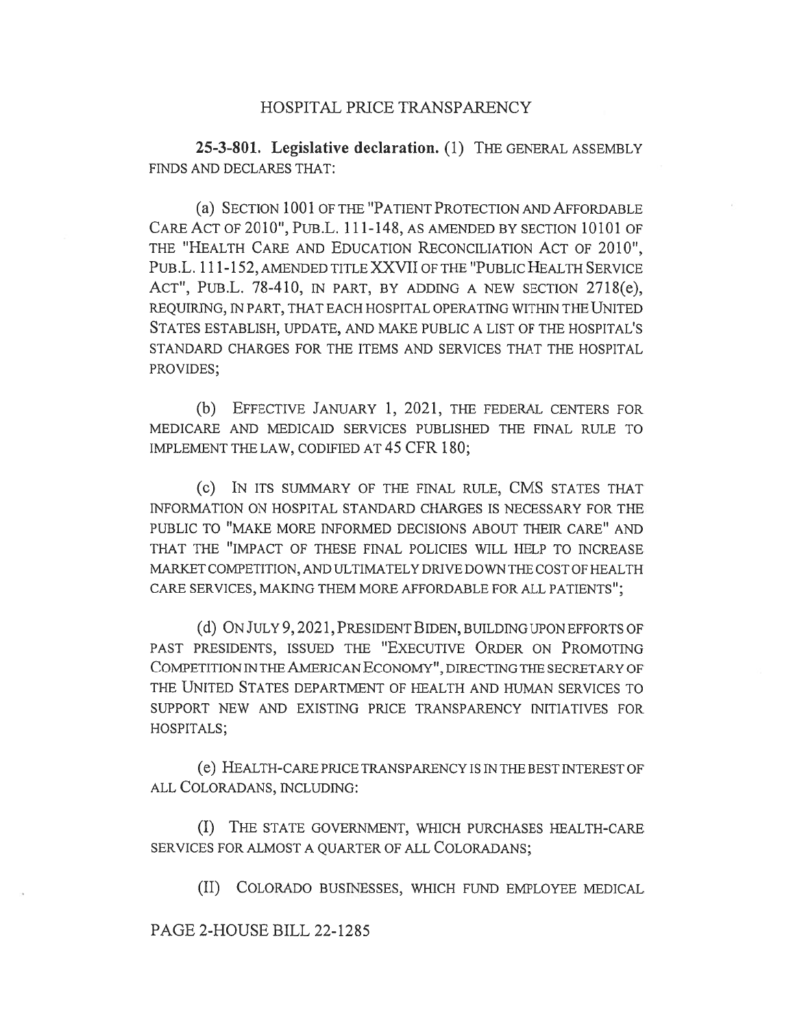## HOSPITAL PRICE TRANSPARENCY

**25-3-801. Legislative declaration.** (1) THE GENERAL ASSEMBLY FINDS AND DECLARES THAT:

(a) SECTION 1001 OF THE "PATIENT PROTECTION AND AFFORDABLE CARE ACT OF 2010", PUB.L. 111-148, AS AMENDED BY SECTION 10101 OF THE "HEALTH CARE AND EDUCATION RECONCILIATION ACT OF 2010", PUB.L. 111-152, AMENDED TITLE XXVII OF THE "PUBLIC HEALTH SERVICE ACT", PUB.L. 78-410, IN PART, BY ADDING A NEW SECTION 2718(e), REQUIRING, IN PART, THAT EACH HOSPITAL OPERATING WITHIN THE UNITED STATES ESTABLISH, UPDATE, AND MAKE PUBLIC A LIST OF THE HOSPITAL'S STANDARD CHARGES FOR THE ITEMS AND SERVICES THAT THE HOSPITAL PROVIDES;

(b) EFFECTIVE JANUARY 1, 2021, THE FEDERAL CENTERS FOR MEDICARE AND MEDICAID SERVICES PUBLISHED THE FINAL RULE TO IMPLEMENT THE LAW, CODIFIED AT 45 CFR 180;

(c) IN ITS SUMMARY OF THE FINAL RULE, CMS STATES THAT INFORMATION ON HOSPITAL STANDARD CHARGES IS NECESSARY FOR THE PUBLIC TO "MAKE MORE INFORMED DECISIONS ABOUT THEIR CARE" AND THAT THE "IMPACT OF THESE FINAL POLICIES WILL HELP TO INCREASE MARKET COMPETITION, AND ULTIMATELY DRIVE DOWN THE COST OF HEALTH CARE SERVICES, MAKING THEM MORE AFFORDABLE FOR ALL PATIENTS";

(d) ON JULY 9, 2021, PRESIDENT BIDEN, BUILDING UPON EFFORTS OF PAST PRESIDENTS, ISSUED THE "EXECUTIVE ORDER ON PROMOTING COMPETITION IN THE AMERICAN ECONOMY", DIRECTING THE SECRETARY OF THE UNITED STATES DEPARTMENT OF HEALTH AND HUMAN SERVICES TO SUPPORT NEW AND EXISTING PRICE TRANSPARENCY INITIATIVES FOR HOSPITALS;

(e) HEALTH-CARE PRICE TRANSPARENCY IS IN THE BEST INTEREST OF ALL COLORADANS, INCLUDING:

(I) THE STATE GOVERNMENT, WHICH PURCHASES HEALTH-CARE SERVICES FOR ALMOST A QUARTER OF ALL COLORADANS;

(II) COLORADO BUSINESSES, WHICH FUND EMPLOYEE MEDICAL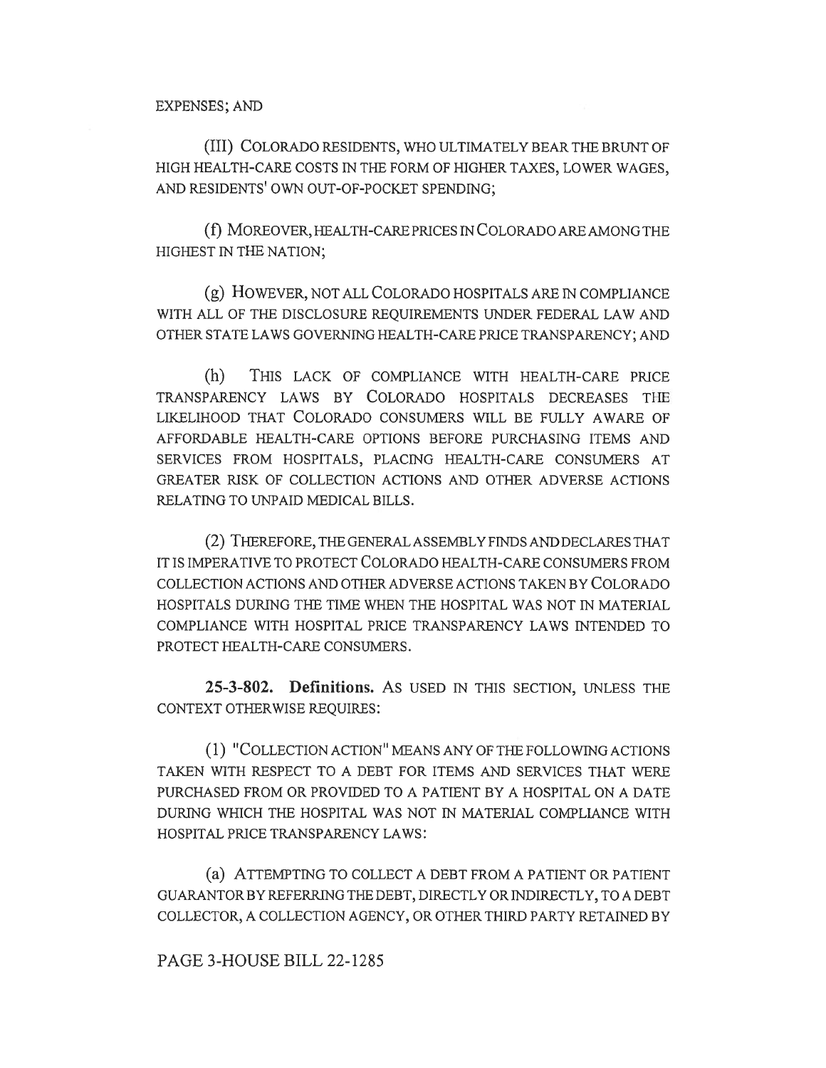EXPENSES; AND

(III) COLORADO RESIDENTS, WHO ULTIMATELY BEAR THE BRUNT OF HIGH HEALTH-CARE COSTS IN THE FORM OF HIGHER TAXES, LOWER WAGES, AND RESIDENTS' OWN OUT-OF-POCKET SPENDING;

(f) MOREOVER, HEALTH-CARE PRICES IN COLORADO ARE AMONG THE HIGHEST IN THE NATION;

(g) HOWEVER, NOT ALL COLORADO HOSPITALS ARE IN COMPLIANCE WITH ALL OF THE DISCLOSURE REQUIREMENTS UNDER FEDERAL LAW AND OTHER STATE LAWS GOVERNING HEALTH-CARE PRICE TRANSPARENCY; AND

(h) THIS LACK OF COMPLIANCE WITH HEALTH-CARE PRICE TRANSPARENCY LAWS BY COLORADO HOSPITALS DECREASES THE LIKELIHOOD THAT COLORADO CONSUMERS WILL BE FULLY AWARE OF AFFORDABLE HEALTH-CARE OPTIONS BEFORE PURCHASING ITEMS AND SERVICES FROM HOSPITALS, PLACING HEALTH-CARE CONSUMERS AT GREATER RISK OF COLLECTION ACTIONS AND OTHER ADVERSE ACTIONS RELATING TO UNPAID MEDICAL BILLS.

(2) THEREFORE, THE GENERAL ASSEMBLY FINDS AND DECLARES THAT IT IS IMPERATIVE TO PROTECT COLORADO HEALTH-CARE CONSUMERS FROM COLLECTION ACTIONS AND OTHER ADVERSE ACTIONS TAKEN BY COLORADO HOSPITALS DURING THE TIME WHEN THE HOSPITAL WAS NOT IN MATERIAL COMPLIANCE WITH HOSPITAL PRICE TRANSPARENCY LAWS INTENDED TO PROTECT HEALTH-CARE CONSUMERS.

**25-3-802. Definitions.** AS USED IN THIS SECTION, UNLESS THE CONTEXT OTHERWISE REQUIRES:

(1) "COLLECTION ACTION" MEANS ANY OF THE FOLLOWING ACTIONS TAKEN WITH RESPECT TO A DEBT FOR ITEMS AND SERVICES THAT WERE PURCHASED FROM OR PROVIDED TO A PATIENT BY A HOSPITAL ON A DATE DURING WHICH THE HOSPITAL WAS NOT IN MATERIAL COMPLIANCE WITH HOSPITAL PRICE TRANSPARENCY LAWS:

(a) ATTEMPTING TO COLLECT A DEBT FROM A PATIENT OR PATIENT GUARANTOR BY REFERRING THE DEBT, DIRECTLY OR INDIRECTLY, TO A DEBT COLLECTOR, A COLLECTION AGENCY, OR OTHER THIRD PARTY RETAINED BY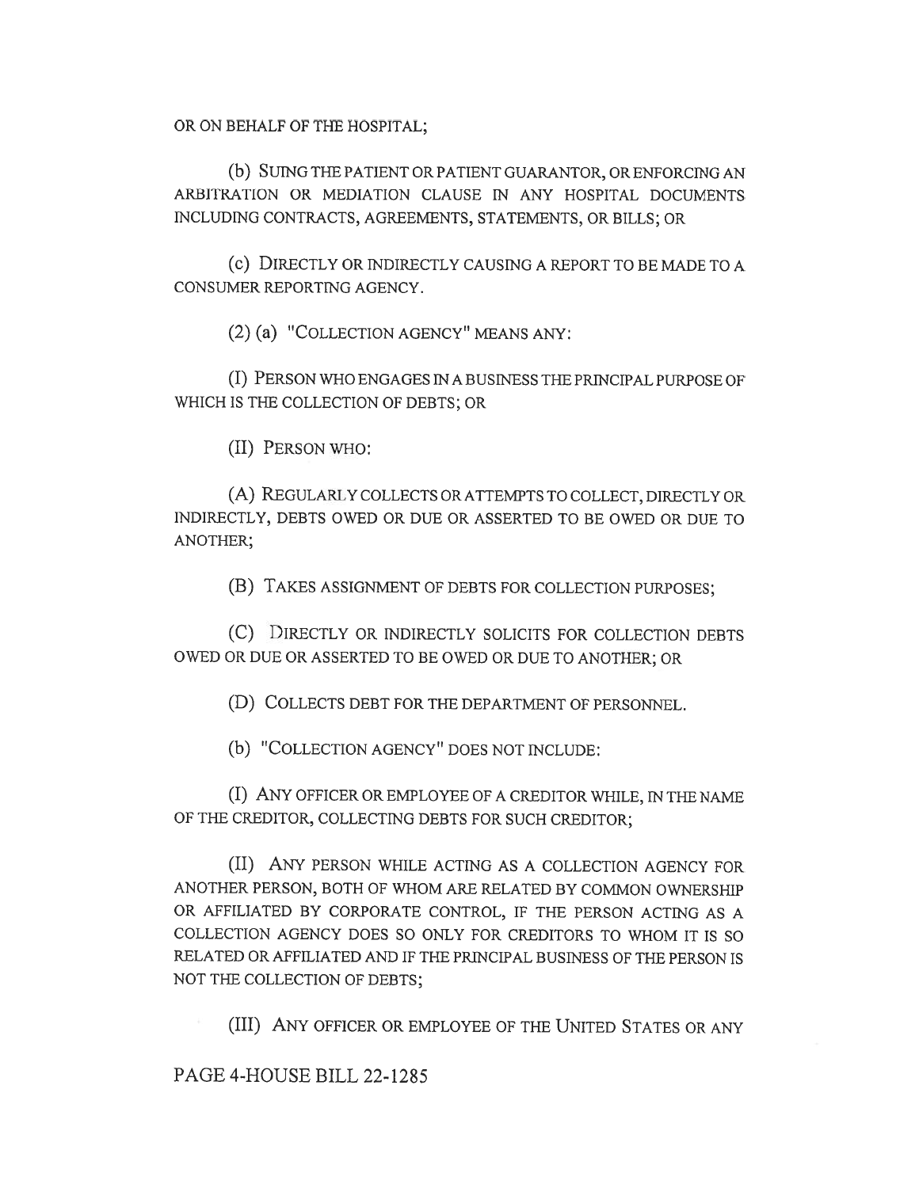OR ON BEHALF OF THE HOSPITAL;

(b) SUING THE PATIENT OR PATIENT GUARANTOR, OR ENFORCING AN ARBITRATION OR MEDIATION CLAUSE IN ANY HOSPITAL DOCUMENTS INCLUDING CONTRACTS, AGREEMENTS, STATEMENTS, OR BILLS; OR

(c) DIRECTLY OR INDIRECTLY CAUSING A REPORT TO BE MADE TO A CONSUMER REPORTING AGENCY.

(2) (a) "COLLECTION AGENCY" MEANS ANY:

(I) PERSON WHO ENGAGES IN A BUSINESS THE PRINCIPAL PURPOSE OF WHICH IS THE COLLECTION OF DEBTS; OR

(II) PERSON WHO:

(A) REGULARLY COLLECTS OR ATTEMPTS TO COLLECT, DIRECTLY OR INDIRECTLY, DEBTS OWED OR DUE OR ASSERTED TO BE OWED OR DUE TO ANOTHER;

(B) TAKES ASSIGNMENT OF DEBTS FOR COLLECTION PURPOSES;

(C) DIRECTLY OR INDIRECTLY SOLICITS FOR COLLECTION DEBTS OWED OR DUE OR ASSERTED TO BE OWED OR DUE TO ANOTHER; OR

(D) COLLECTS DEBT FOR THE DEPARTMENT OF PERSONNEL.

(b) "COLLECTION AGENCY" DOES NOT INCLUDE:

(I) ANY OFFICER OR EMPLOYEE OF A CREDITOR WHILE, IN THE NAME OF THE CREDITOR, COLLECTING DEBTS FOR SUCH CREDITOR;

(II) ANY PERSON WHILE ACTING AS A COLLECTION AGENCY FOR ANOTHER PERSON, BOTH OF WHOM ARE RELATED BY COMMON OWNERSHIP OR AFFILIATED BY CORPORATE CONTROL, IF THE PERSON ACTING AS A COLLECTION AGENCY DOES SO ONLY FOR CREDITORS TO WHOM IT IS SO RELATED OR AFFILIATED AND IF THE PRINCIPAL BUSINESS OF THE PERSON IS NOT THE COLLECTION OF DEBTS;

(III) ANY OFFICER OR EMPLOYEE OF THE UNITED STATES OR ANY

PAGE 4-HOUSE BILL 22-1285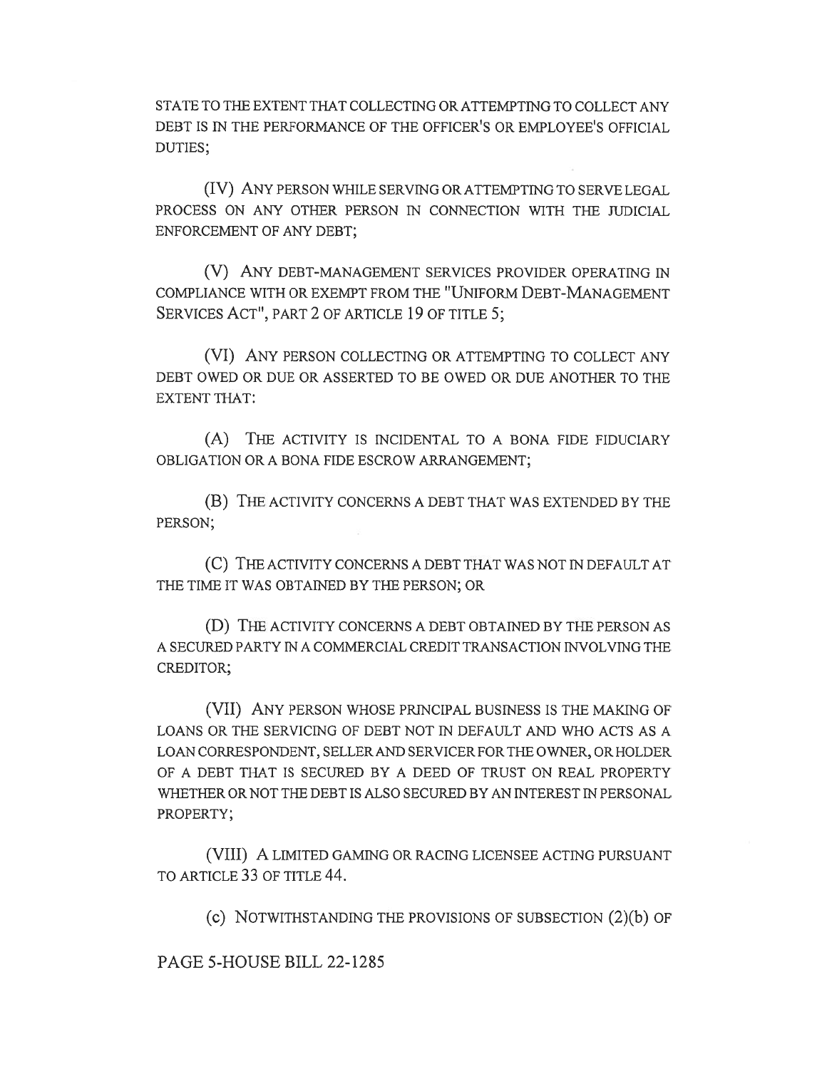STATE TO THE EXTENT THAT COLLECTING OR ATTEMPTING TO COLLECT ANY DEBT IS IN THE PERFORMANCE OF THE OFFICER'S OR EMPLOYEE'S OFFICIAL DUTIES;

(IV) ANY PERSON WHILE SERVING OR ATTEMPTING TO SERVE LEGAL PROCESS ON ANY OTHER PERSON IN CONNECTION WITH THE JUDICIAL ENFORCEMENT OF ANY DEBT;

(V) ANY DEBT-MANAGEMENT SERVICES PROVIDER OPERATING IN COMPLIANCE WITH OR EXEMPT FROM THE "UNIFORM DEBT-MANAGEMENT SERVICES ACT", PART 2 OF ARTICLE 19 OF TITLE 5;

(VI) ANY PERSON COLLECTING OR ATTEMPTING TO COLLECT ANY DEBT OWED OR DUE OR ASSERTED TO BE OWED OR DUE ANOTHER TO THE EXTENT THAT:

(A) THE ACTIVITY IS INCIDENTAL TO A BONA FIDE FIDUCIARY OBLIGATION OR A BONA FIDE ESCROW ARRANGEMENT;

(B) THE ACTIVITY CONCERNS A DEBT THAT WAS EXTENDED BY THE PERSON;

(C) THE ACTIVITY CONCERNS A DEBT THAT WAS NOT IN DEFAULT AT THE TIME IT WAS OBTAINED BY THE PERSON; OR

(D) THE ACTIVITY CONCERNS A DEBT OBTAINED BY THE PERSON AS A SECURED PARTY IN A COMMERCIAL CREDIT TRANSACTION INVOLVING THE CREDITOR;

(VII) ANY PERSON WHOSE PRINCIPAL BUSINESS IS THE MAKING OF LOANS OR THE SERVICING OF DEBT NOT IN DEFAULT AND WHO ACTS AS A LOAN CORRESPONDENT, SELLER AND SERVICER FOR THE OWNER, OR HOLDER OF A DEBT THAT IS SECURED BY A DEED OF TRUST ON REAL PROPERTY WHETHER OR NOT THE DEBT IS ALSO SECURED BY AN INTEREST IN PERSONAL PROPERTY;

(VIII) A LIMITED GAMING OR RACING LICENSEE ACTING PURSUANT TO ARTICLE 33 OF TITLE 44.

(c) NOTWITHSTANDING THE PROVISIONS OF SUBSECTION (2)(b) OF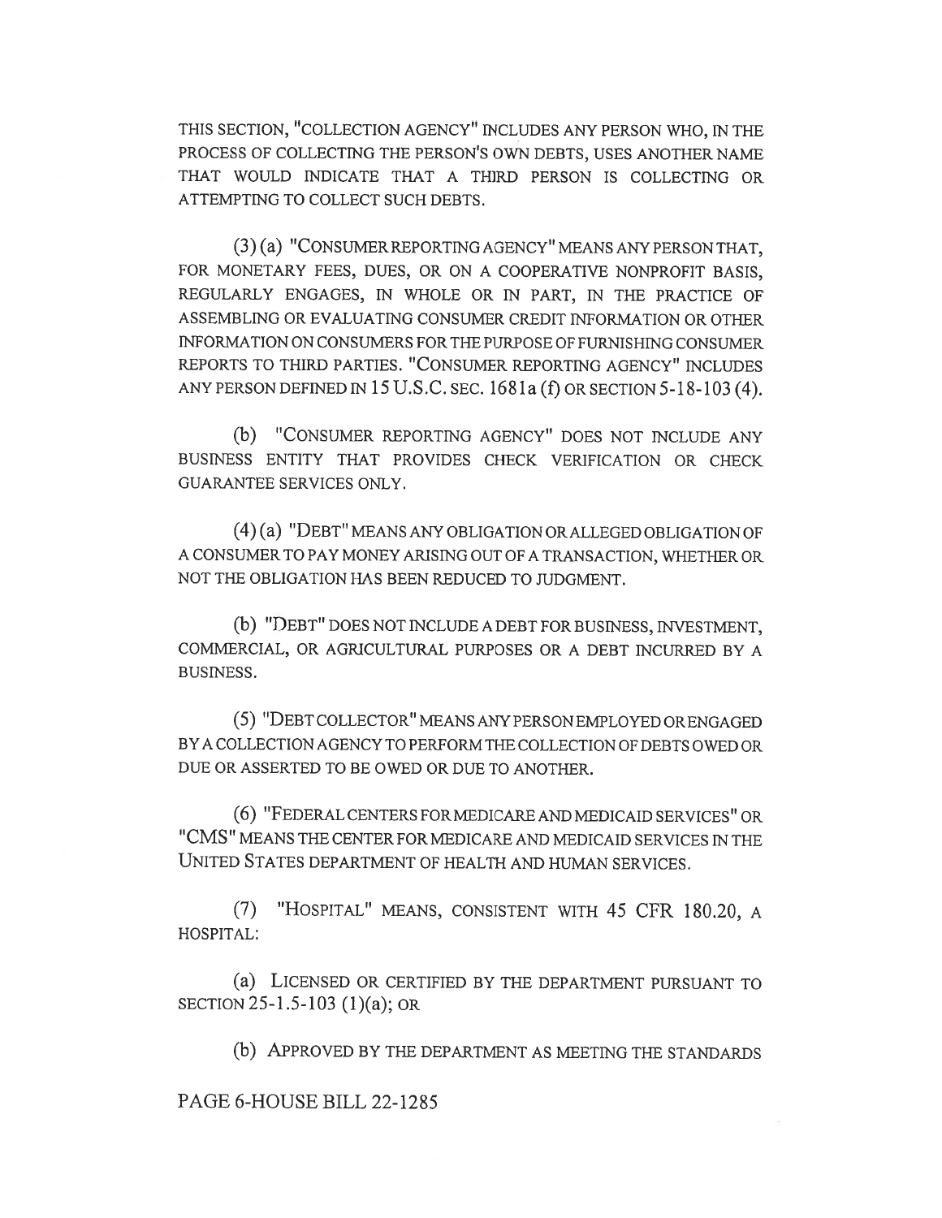THIS SECTION, "COLLECTION AGENCY" INCLUDES ANY PERSON WHO, IN THE PROCESS OF COLLECTING THE PERSON'S OWN DEBTS, USES ANOTHER NAME THAT WOULD INDICATE THAT A THIRD PERSON IS COLLECTING OR ATTEMPTING TO COLLECT SUCH DEBTS.

(3) (a) "CONSUMER REPORTING AGENCY" MEANS ANY PERSON THAT, FOR MONETARY FEES, DUES, OR ON A COOPERATIVE NONPROFIT BASIS, REGULARLY ENGAGES, IN WHOLE OR IN PART, IN THE PRACTICE OF ASSEMBLING OR EVALUATING CONSUMER CREDIT INFORMATION OR OTHER INFORMATION ON CONSUMERS FOR THE PURPOSE OF FURNISHING CONSUMER REPORTS TO THIRD PARTIES. "CONSUMER REPORTING AGENCY" INCLUDES ANY PERSON DEFINED IN 15 U.S.C. SEC. 1681a (f) OR SECTION 5-18-103 (4).

(b) "CONSUMER REPORTING AGENCY" DOES NOT INCLUDE ANY BUSINESS ENTITY THAT PROVIDES CHECK VERIFICATION OR CHECK GUARANTEE SERVICES ONLY.

(4) (a) "DEBT" MEANS ANY OBLIGATION OR ALLEGED OBLIGATION OF A CONSUMER TO PAY MONEY ARISING OUT OF A TRANSACTION, WHETHER OR NOT THE OBLIGATION HAS BEEN REDUCED TO JUDGMENT.

(b) "DEBT" DOES NOT INCLUDE A DEBT FOR BUSINESS, INVESTMENT, COMMERCIAL, OR AGRICULTURAL PURPOSES OR A DEBT INCURRED BY A BUSINESS.

(5) "DEBT COLLECTOR" MEANS ANY PERSON EMPLOYED OR ENGAGED BY A COLLECTION AGENCY TO PERFORM THE COLLECTION OF DEBTS OWED OR DUE OR ASSERTED TO BE OWED OR DUE TO ANOTHER.

(6) "FEDERAL CENTERS FOR MEDICARE AND MEDICAID SERVICES" OR "CMS" MEANS THE CENTER FOR MEDICARE AND MEDICAID SERVICES IN THE UNITED STATES DEPARTMENT OF HEALTH AND HUMAN SERVICES.

(7) "HOSPITAL" MEANS, CONSISTENT WITH 45 CFR 180.20, A HOSPITAL:

(a) LICENSED OR CERTIFIED BY THE DEPARTMENT PURSUANT TO SECTION 25-1.5-103 (1)(a); OR

(b) APPROVED BY THE DEPARTMENT AS MEETING THE STANDARDS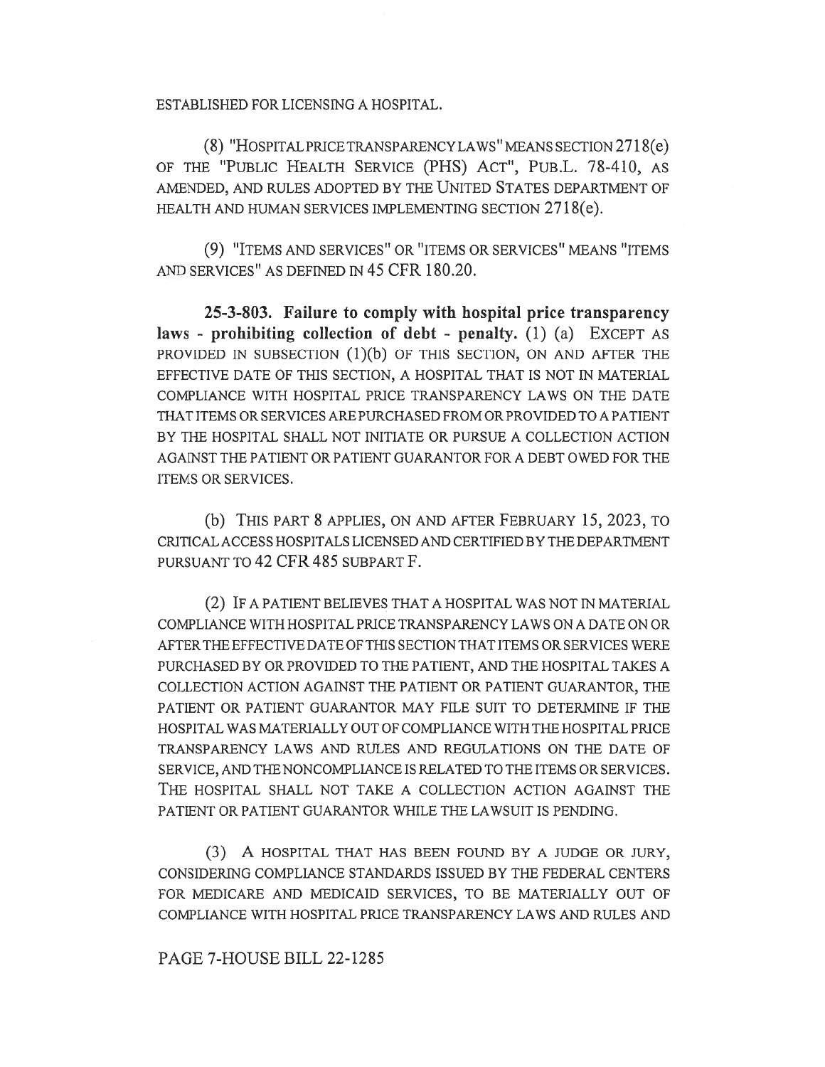ESTABLISHED FOR LICENSING A HOSPITAL.

(8) "HOSPITAL PRICE TRANSPARENCY LAWS" MEANS SECTION 2718(e) OF THE "PUBLIC HEALTH SERVICE (PHS) ACT", PUB.L. 78-410, AS AMENDED, AND RULES ADOPTED BY THE UNITED STATES DEPARTMENT OF HEALTH AND HUMAN SERVICES IMPLEMENTING SECTION 2718(e).

(9) "ITEMS AND SERVICES" OR "ITEMS OR SERVICES" MEANS "ITEMS AND SERVICES" AS DEFINED IN 45 CFR 180.20.

**25-3-803. Failure to comply with hospital price transparency laws - prohibiting collection of debt - penalty.** (1) (a) EXCEPT AS PROVIDED IN SUBSECTION (1)(b) OF THIS SECTION, ON AND AFTER THE EFFECTIVE DATE OF THIS SECTION, A HOSPITAL THAT IS NOT IN MATERIAL COMPLIANCE WITH HOSPITAL PRICE TRANSPARENCY LAWS ON THE DATE THAT ITEMS OR SERVICES ARE PURCHASED FROM OR PROVIDED TO A PATIENT BY THE HOSPITAL SHALL NOT INITIATE OR PURSUE A COLLECTION ACTION AGAINST THE PATIENT OR PATIENT GUARANTOR FOR A DEBT OWED FOR THE ITEMS OR SERVICES.

(b) THIS PART 8 APPLIES, ON AND AFTER FEBRUARY 15, 2023, TO CRITICAL ACCESS HOSPITALS LICENSED AND CERTIFIED BY THE DEPARTMENT PURSUANT TO 42 CFR 485 SUBPART F.

(2) IF A PATIENT BELIEVES THAT A HOSPITAL WAS NOT IN MATERIAL COMPLIANCE WITH HOSPITAL PRICE TRANSPARENCY LAWS ON A DATE ON OR AFTER THE EFFECTIVE DATE OF THIS SECTION THAT ITEMS OR SERVICES WERE PURCHASED BY OR PROVIDED TO THE PATIENT, AND THE HOSPITAL TAKES A COLLECTION ACTION AGAINST THE PATIENT OR PATIENT GUARANTOR, THE PATIENT OR PATIENT GUARANTOR MAY FILE SUIT TO DETERMINE IF THE HOSPITAL WAS MATERIALLY OUT OF COMPLIANCE WITH THE HOSPITAL PRICE TRANSPARENCY LAWS AND RULES AND REGULATIONS ON THE DATE OF SERVICE, AND THE NONCOMPLIANCE IS RELATED TO THE ITEMS OR SERVICES. THE HOSPITAL SHALL NOT TAKE A COLLECTION ACTION AGAINST THE PATIENT OR PATIENT GUARANTOR WHILE THE LAWSUIT IS PENDING.

(3) A HOSPITAL THAT HAS BEEN FOUND BY A JUDGE OR JURY, CONSIDERING COMPLIANCE STANDARDS ISSUED BY THE FEDERAL CENTERS FOR MEDICARE AND MEDICAID SERVICES, TO BE MATERIALLY OUT OF COMPLIANCE WITH HOSPITAL PRICE TRANSPARENCY LAWS AND RULES AND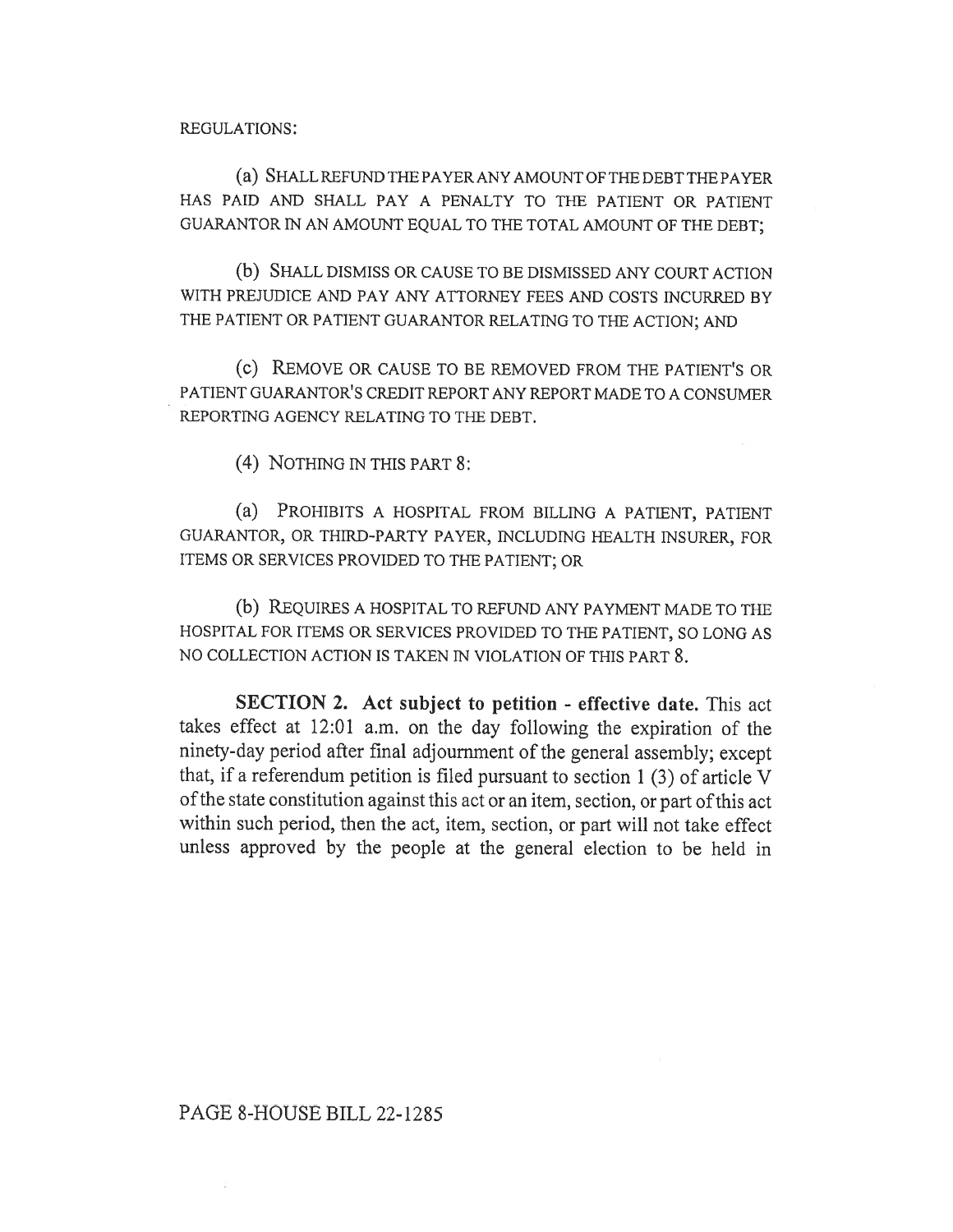REGULATIONS:

(a) SHALL REFUND THE PAYER ANY AMOUNT OF THE DEBT THE PAYER HAS PAID AND SHALL PAY A PENALTY TO THE PATIENT OR PATIENT GUARANTOR IN AN AMOUNT EQUAL TO THE TOTAL AMOUNT OF THE DEBT;

(b) SHALL DISMISS OR CAUSE TO BE DISMISSED ANY COURT ACTION WITH PREJUDICE AND PAY ANY ATTORNEY FEES AND COSTS INCURRED BY THE PATIENT OR PATIENT GUARANTOR RELATING TO THE ACTION; AND

(c) REMOVE OR CAUSE TO BE REMOVED FROM THE PATIENT'S OR PATIENT GUARANTOR'S CREDIT REPORT ANY REPORT MADE TO A CONSUMER REPORTING AGENCY RELATING TO THE DEBT.

(4) NOTHING IN THIS PART 8:

(a) PROHIBITS A HOSPITAL FROM BILLING A PATIENT, PATIENT GUARANTOR, OR THIRD-PARTY PAYER, INCLUDING HEALTH INSURER, FOR ITEMS OR SERVICES PROVIDED TO THE PATIENT; OR

(b) REQUIRES A HOSPITAL TO REFUND ANY PAYMENT MADE TO THE HOSPITAL FOR ITEMS OR SERVICES PROVIDED TO THE PATIENT, SO LONG AS NO COLLECTION ACTION IS TAKEN IN VIOLATION OF THIS PART 8.

**SECTION 2. Act subject to petition - effective date.** This act takes effect at 12:01 a.m. on the day following the expiration of the ninety-day period after final adjournment of the general assembly; except that, if a referendum petition is filed pursuant to section 1 (3) of article V of the state constitution against this act or an item, section, or part of this act within such period, then the act, item, section, or part will not take effect unless approved by the people at the general election to be held in

PAGE 8-HOUSE BILL 22-1285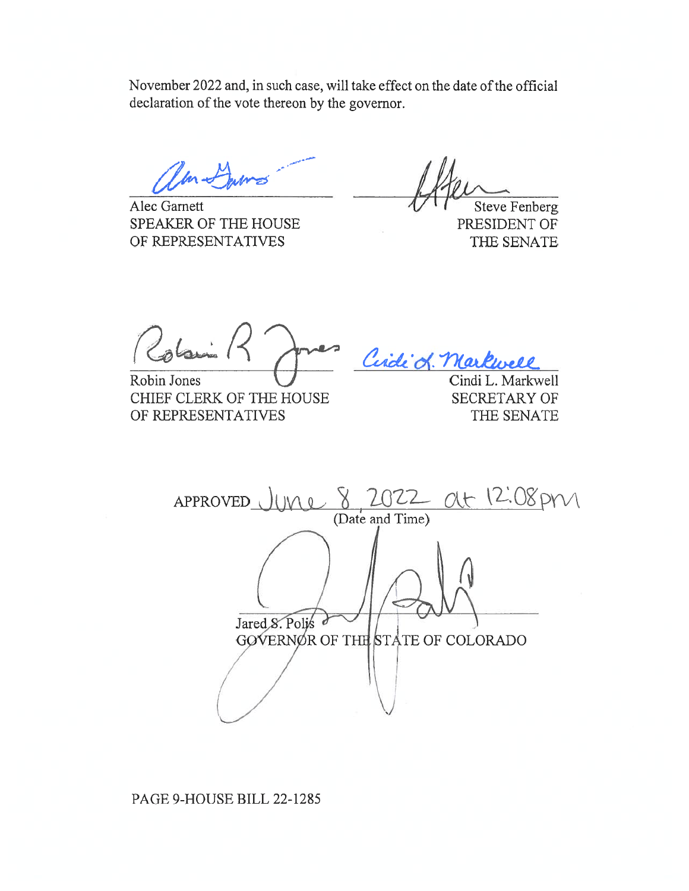November 2022 and, in such case, will take effect on the date of the official declaration of the vote thereon by the governor.

Alec Garnett
SPEAKER OF THE HOUSE
OF REPRESENTATIVES

Steve Fenberg
PRESIDENT OF
THE SENATE

Robin Jones
CHIEF CLERK OF THE HOUSE
OF REPRESENTATIVES

Cindi L. Markwell
SECRETARY OF
THE SENATE

APPROVED June 8, 2022 at 12:08 pm
(Date and Time)

Jared S. Polis
GOVERNOR OF THE STATE OF COLORADO

PAGE 9-HOUSE BILL 22-1285